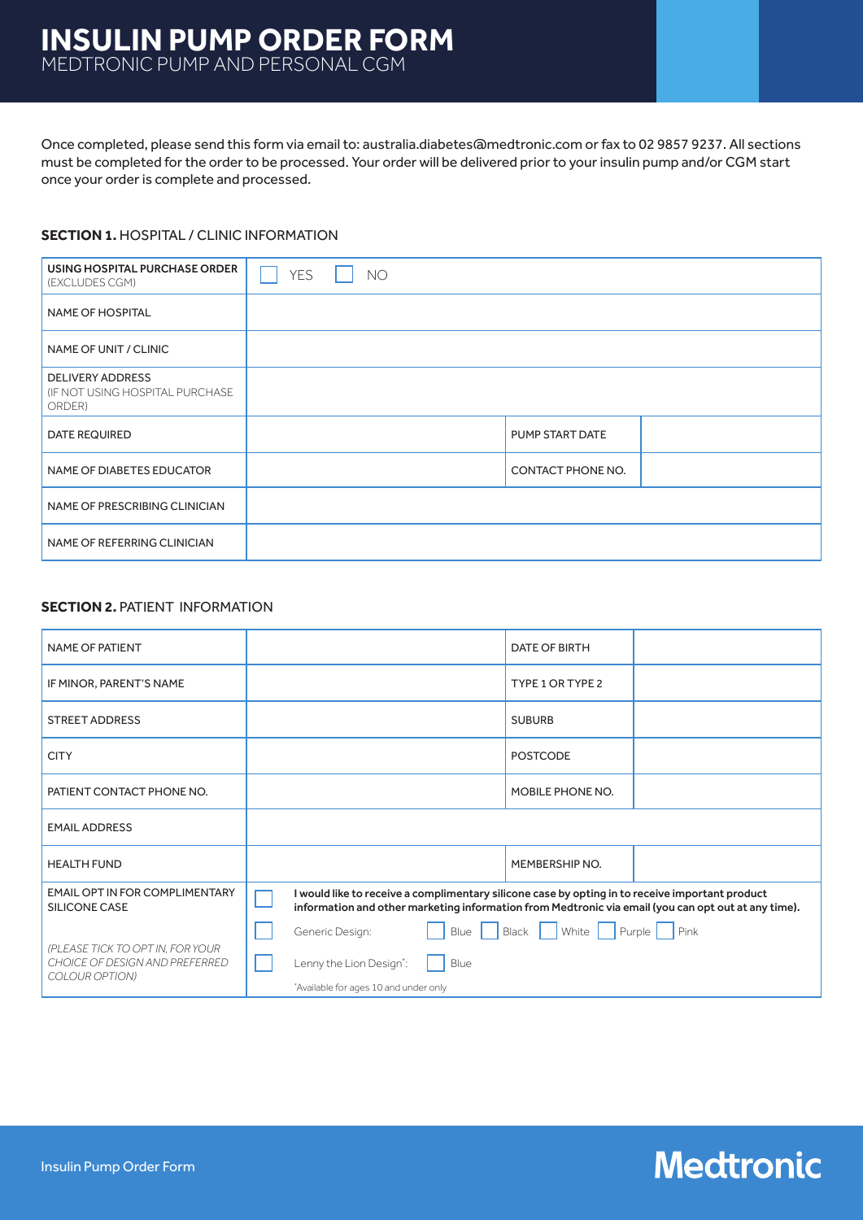# INSULIN PUMP ORDER FORM

MEDTRONIC PUMP AND PERSONAL CGM

Once completed, please send this form via email to: australia.diabetes@medtronic.com or fax to 02 9857 9237. All sections must be completed for the order to be processed. Your order will be delivered prior to your insulin pump and/or CGM start once your order is complete and processed.

**SECTION 1.** HOSPITAL / CLINIC INFORMATION

| | | | |
|---|---|---|---|
| **USING HOSPITAL PURCHASE ORDER** (EXCLUDES CGM) | ☐ YES ☐ NO | | |
| NAME OF HOSPITAL | | | |
| NAME OF UNIT / CLINIC | | | |
| DELIVERY ADDRESS (IF NOT USING HOSPITAL PURCHASE ORDER) | | | |
| DATE REQUIRED | | PUMP START DATE | |
| NAME OF DIABETES EDUCATOR | | CONTACT PHONE NO. | |
| NAME OF PRESCRIBING CLINICIAN | | | |
| NAME OF REFERRING CLINICIAN | | | |

**SECTION 2.** PATIENT INFORMATION

| | | | |
|---|---|---|---|
| NAME OF PATIENT | | DATE OF BIRTH | |
| IF MINOR, PARENT'S NAME | | TYPE 1 OR TYPE 2 | |
| STREET ADDRESS | | SUBURB | |
| CITY | | POSTCODE | |
| PATIENT CONTACT PHONE NO. | | MOBILE PHONE NO. | |
| EMAIL ADDRESS | | | |
| HEALTH FUND | | MEMBERSHIP NO. | |
| EMAIL OPT IN FOR COMPLIMENTARY SILICONE CASE *(PLEASE TICK TO OPT IN, FOR YOUR CHOICE OF DESIGN AND PREFERRED COLOUR OPTION)* | ☐ **I would like to receive a complimentary silicone case by opting in to receive important product information and other marketing information from Medtronic via email (you can opt out at any time).**<br>☐ Generic Design: ☐ Blue ☐ Black ☐ White ☐ Purple ☐ Pink<br>☐ Lenny the Lion Design*: ☐ Blue<br>*Available for ages 10 and under only | | |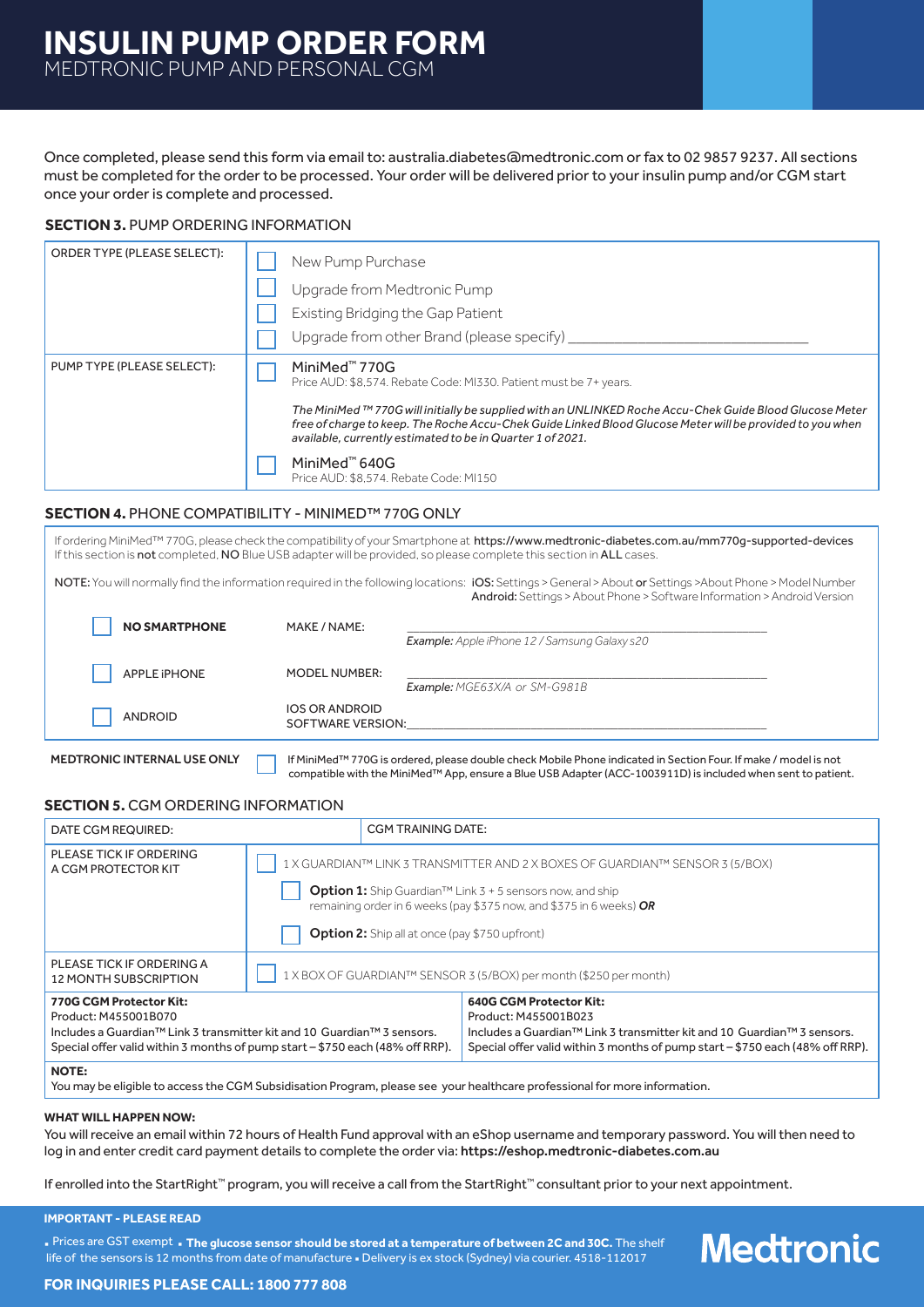# INSULIN PUMP ORDER FORM
MEDTRONIC PUMP AND PERSONAL CGM

Once completed, please send this form via email to: australia.diabetes@medtronic.com or fax to 02 9857 9237. All sections must be completed for the order to be processed. Your order will be delivered prior to your insulin pump and/or CGM start once your order is complete and processed.

## SECTION 3. PUMP ORDERING INFORMATION

| ORDER TYPE (PLEASE SELECT): | ☐ New Pump Purchase<br>☐ Upgrade from Medtronic Pump<br>☐ Existing Bridging the Gap Patient<br>☐ Upgrade from other Brand (please specify) ______________ |
|---|---|
| PUMP TYPE (PLEASE SELECT): | ☐ MiniMed™ 770G<br>Price AUD: $8,574. Rebate Code: MI330. Patient must be 7+ years.<br>*The MiniMed ™ 770G will initially be supplied with an UNLINKED Roche Accu-Chek Guide Blood Glucose Meter free of charge to keep. The Roche Accu-Chek Guide Linked Blood Glucose Meter will be provided to you when available, currently estimated to be in Quarter 1 of 2021.*<br>☐ MiniMed™ 640G<br>Price AUD: $8,574. Rebate Code: MI150 |

## SECTION 4. PHONE COMPATIBILITY - MINIMED™ 770G ONLY

If ordering MiniMed™ 770G, please check the compatibility of your Smartphone at **https://www.medtronic-diabetes.com.au/mm770g-supported-devices**
If this section is **not** completed, **NO** Blue USB adapter will be provided, so please complete this section in **ALL** cases.

**NOTE:** You will normally find the information required in the following locations: **iOS:** Settings > General > About **or** Settings >About Phone > Model Number
**Android:** Settings > About Phone > Software Information > Android Version

| | | |
|---|---|---|
| ☐ **NO SMARTPHONE** | MAKE / NAME: | ______________<br>*Example: Apple iPhone 12 / Samsung Galaxy s20* |
| ☐ APPLE iPHONE | MODEL NUMBER: | ______________<br>*Example: MGE63X/A or SM-G981B* |
| ☐ ANDROID | IOS OR ANDROID SOFTWARE VERSION: | ______________ |

**MEDTRONIC INTERNAL USE ONLY** ☐ If MiniMed™ 770G is ordered, please double check Mobile Phone indicated in Section Four. If make / model is not compatible with the MiniMed™ App, ensure a Blue USB Adapter (ACC-1003911D) is included when sent to patient.

## SECTION 5. CGM ORDERING INFORMATION

| DATE CGM REQUIRED: | CGM TRAINING DATE: |
|---|---|
| PLEASE TICK IF ORDERING A CGM PROTECTOR KIT | ☐ 1 X GUARDIAN™ LINK 3 TRANSMITTER AND 2 X BOXES OF GUARDIAN™ SENSOR 3 (5/BOX)<br>☐ **Option 1:** Ship Guardian™ Link 3 + 5 sensors now, and ship remaining order in 6 weeks (pay $375 now, and $375 in 6 weeks) ***OR***<br>☐ **Option 2:** Ship all at once (pay $750 upfront) |
| PLEASE TICK IF ORDERING A 12 MONTH SUBSCRIPTION | ☐ 1 X BOX OF GUARDIAN™ SENSOR 3 (5/BOX) per month ($250 per month) |
| **770G CGM Protector Kit:**<br>Product: M455001B070<br>Includes a Guardian™ Link 3 transmitter kit and 10 Guardian™ 3 sensors.<br>Special offer valid within 3 months of pump start – $750 each (48% off RRP). | **640G CGM Protector Kit:**<br>Product: M455001B023<br>Includes a Guardian™ Link 3 transmitter kit and 10 Guardian™ 3 sensors.<br>Special offer valid within 3 months of pump start – $750 each (48% off RRP). |

**NOTE:**
You may be eligible to access the CGM Subsidisation Program, please see your healthcare professional for more information.

**WHAT WILL HAPPEN NOW:**

You will receive an email within 72 hours of Health Fund approval with an eShop username and temporary password. You will then need to log in and enter credit card payment details to complete the order via: **https://eshop.medtronic-diabetes.com.au**

If enrolled into the StartRight™ program, you will receive a call from the StartRight™ consultant prior to your next appointment.

**IMPORTANT - PLEASE READ**

- Prices are GST exempt
- **The glucose sensor should be stored at a temperature of between 2C and 30C.** The shelf life of the sensors is 12 months from date of manufacture
- Delivery is ex stock (Sydney) via courier. 4518-112017

Medtronic

**FOR INQUIRIES PLEASE CALL: 1800 777 808**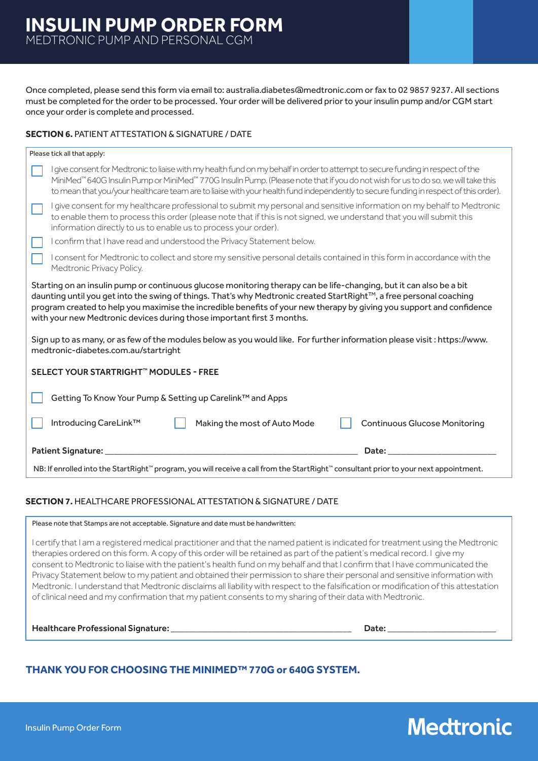# INSULIN PUMP ORDER FORM

MEDTRONIC PUMP AND PERSONAL CGM

Once completed, please send this form via email to: australia.diabetes@medtronic.com or fax to 02 9857 9237. All sections must be completed for the order to be processed. Your order will be delivered prior to your insulin pump and/or CGM start once your order is complete and processed.

**SECTION 6.** PATIENT ATTESTATION & SIGNATURE / DATE

Please tick all that apply:

- ☐ I give consent for Medtronic to liaise with my health fund on my behalf in order to attempt to secure funding in respect of the MiniMed™ 640G Insulin Pump or MiniMed™ 770G Insulin Pump. (Please note that if you do not wish for us to do so, we will take this to mean that you/your healthcare team are to liaise with your health fund independently to secure funding in respect of this order).
- ☐ I give consent for my healthcare professional to submit my personal and sensitive information on my behalf to Medtronic to enable them to process this order (please note that if this is not signed, we understand that you will submit this information directly to us to enable us to process your order).
- ☐ I confirm that I have read and understood the Privacy Statement below.
- ☐ I consent for Medtronic to collect and store my sensitive personal details contained in this form in accordance with the Medtronic Privacy Policy.

Starting on an insulin pump or continuous glucose monitoring therapy can be life-changing, but it can also be a bit daunting until you get into the swing of things. That's why Medtronic created StartRight™, a free personal coaching program created to help you maximise the incredible benefits of your new therapy by giving you support and confidence with your new Medtronic devices during those important first 3 months.

Sign up to as many, or as few of the modules below as you would like. For further information please visit : https://www.medtronic-diabetes.com.au/startright

**SELECT YOUR STARTRIGHT™ MODULES - FREE**

- ☐ Getting To Know Your Pump & Setting up Carelink™ and Apps
- ☐ Introducing CareLink™
- ☐ Making the most of Auto Mode
- ☐ Continuous Glucose Monitoring

**Patient Signature:** ______________________________ **Date:** ______________

NB: If enrolled into the StartRight™ program, you will receive a call from the StartRight™ consultant prior to your next appointment.

**SECTION 7.** HEALTHCARE PROFESSIONAL ATTESTATION & SIGNATURE / DATE

Please note that Stamps are not acceptable. Signature and date must be handwritten:

I certify that I am a registered medical practitioner and that the named patient is indicated for treatment using the Medtronic therapies ordered on this form. A copy of this order will be retained as part of the patient's medical record. I give my consent to Medtronic to liaise with the patient's health fund on my behalf and that I confirm that I have communicated the Privacy Statement below to my patient and obtained their permission to share their personal and sensitive information with Medtronic. I understand that Medtronic disclaims all liability with respect to the falsification or modification of this attestation of clinical need and my confirmation that my patient consents to my sharing of their data with Medtronic.

**Healthcare Professional Signature:** ______________________________ **Date:** ______________

**THANK YOU FOR CHOOSING THE MINIMED™ 770G or 640G SYSTEM.**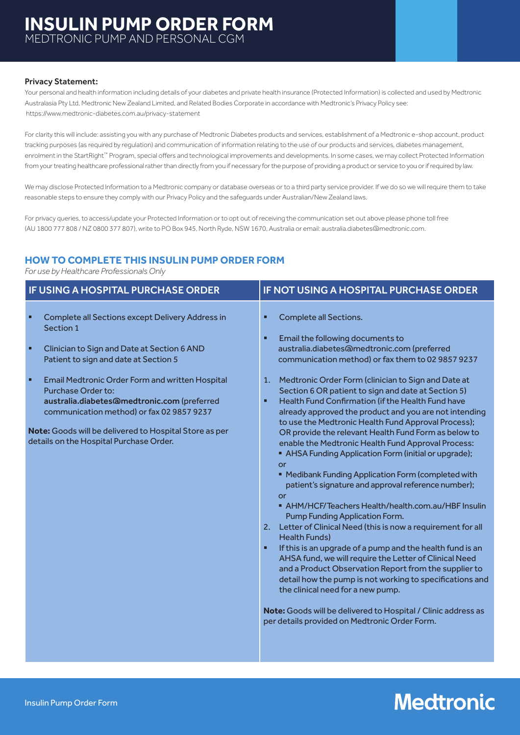# INSULIN PUMP ORDER FORM

MEDTRONIC PUMP AND PERSONAL CGM

**Privacy Statement:**

Your personal and health information including details of your diabetes and private health insurance (Protected Information) is collected and used by Medtronic Australasia Pty Ltd, Medtronic New Zealand Limited, and Related Bodies Corporate in accordance with Medtronic's Privacy Policy see: https://www.medtronic-diabetes.com.au/privacy-statement

For clarity this will include: assisting you with any purchase of Medtronic Diabetes products and services, establishment of a Medtronic e-shop account, product tracking purposes (as required by regulation) and communication of information relating to the use of our products and services, diabetes management, enrolment in the StartRight™ Program, special offers and technological improvements and developments. In some cases, we may collect Protected Information from your treating healthcare professional rather than directly from you if necessary for the purpose of providing a product or service to you or if required by law.

We may disclose Protected Information to a Medtronic company or database overseas or to a third party service provider. If we do so we will require them to take reasonable steps to ensure they comply with our Privacy Policy and the safeguards under Australian/New Zealand laws.

For privacy queries, to access/update your Protected Information or to opt out of receiving the communication set out above please phone toll free (AU 1800 777 808 / NZ 0800 377 807), write to PO Box 945, North Ryde, NSW 1670, Australia or email: australia.diabetes@medtronic.com.

## HOW TO COMPLETE THIS INSULIN PUMP ORDER FORM

*For use by Healthcare Professionals Only*

### IF USING A HOSPITAL PURCHASE ORDER

- Complete all Sections except Delivery Address in Section 1
- Clinician to Sign and Date at Section 6 AND Patient to sign and date at Section 5
- Email Medtronic Order Form and written Hospital Purchase Order to: **australia.diabetes@medtronic.com** (preferred communication method) or fax 02 9857 9237

**Note:** Goods will be delivered to Hospital Store as per details on the Hospital Purchase Order.

### IF NOT USING A HOSPITAL PURCHASE ORDER

- Complete all Sections.
- Email the following documents to australia.diabetes@medtronic.com (preferred communication method) or fax them to 02 9857 9237

1. Medtronic Order Form (clinician to Sign and Date at Section 6 OR patient to sign and date at Section 5)
   - Health Fund Confirmation (if the Health Fund have already approved the product and you are not intending to use the Medtronic Health Fund Approval Process); OR provide the relevant Health Fund Form as below to enable the Medtronic Health Fund Approval Process:
     - AHSA Funding Application Form (initial or upgrade);
     
     or
     - Medibank Funding Application Form (completed with patient's signature and approval reference number);
     
     or
     - AHM/HCF/Teachers Health/health.com.au/HBF Insulin Pump Funding Application Form.
2. Letter of Clinical Need (this is now a requirement for all Health Funds)
   - If this is an upgrade of a pump and the health fund is an AHSA fund, we will require the Letter of Clinical Need and a Product Observation Report from the supplier to detail how the pump is not working to specifications and the clinical need for a new pump.

**Note:** Goods will be delivered to Hospital / Clinic address as per details provided on Medtronic Order Form.